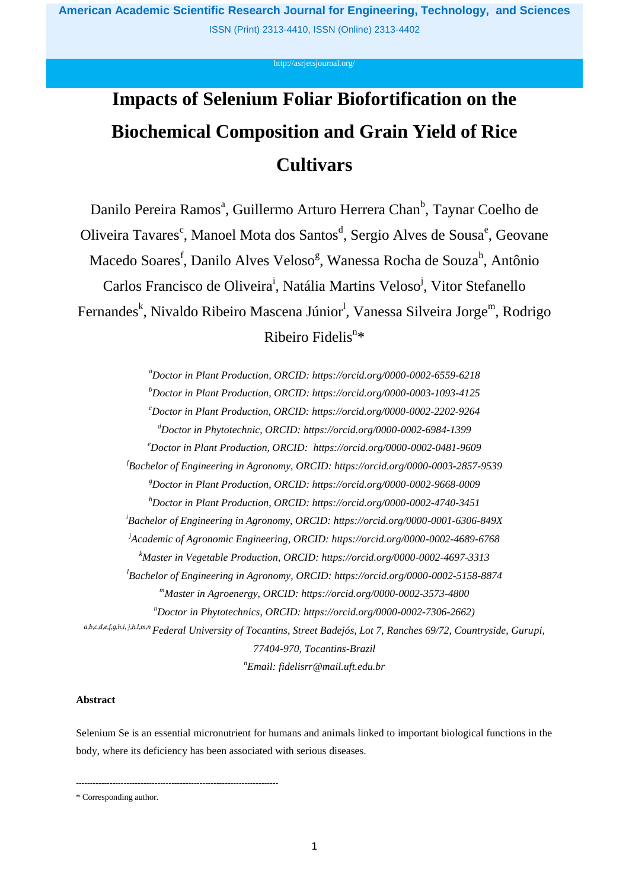# Impacts of Selenium Foliar Biofortification on the Biochemical Composition and Grain Yield of Rice Cultivars

Danilo Pereira Ramos[a], Guillermo Arturo Herrera Chan[b], Taynar Coelho de Oliveira Tavares[c], Manoel Mota dos Santos[d], Sergio Alves de Sousa[e], Geovane Macedo Soares[f], Danilo Alves Veloso[g], Wanessa Rocha de Souza[h], Antônio Carlos Francisco de Oliveira[i], Natália Martins Veloso[j], Vitor Stefanello Fernandes[k], Nivaldo Ribeiro Mascena Júnior[l], Vanessa Silveira Jorge[m], Rodrigo Ribeiro Fidelis[n]*

*[a]Doctor in Plant Production, ORCID: https://orcid.org/0000-0002-6559-6218*

*[b]Doctor in Plant Production, ORCID: https://orcid.org/0000-0003-1093-4125*

*[c]Doctor in Plant Production, ORCID: https://orcid.org/0000-0002-2202-9264*

*[d]Doctor in Phytotechnic, ORCID: https://orcid.org/0000-0002-6984-1399*

*[e]Doctor in Plant Production, ORCID: https://orcid.org/0000-0002-0481-9609*

*[f]Bachelor of Engineering in Agronomy, ORCID: https://orcid.org/0000-0003-2857-9539*

*[g]Doctor in Plant Production, ORCID: https://orcid.org/0000-0002-9668-0009*

*[h]Doctor in Plant Production, ORCID: https://orcid.org/0000-0002-4740-3451*

*[i]Bachelor of Engineering in Agronomy, ORCID: https://orcid.org/0000-0001-6306-849X*

*[j]Academic of Agronomic Engineering, ORCID: https://orcid.org/0000-0002-4689-6768*

*[k]Master in Vegetable Production, ORCID: https://orcid.org/0000-0002-4697-3313*

*[l]Bachelor of Engineering in Agronomy, ORCID: https://orcid.org/0000-0002-5158-8874*

*[m]Master in Agroenergy, ORCID: https://orcid.org/0000-0002-3573-4800*

*[n]Doctor in Phytotechnics, ORCID: https://orcid.org/0000-0002-7306-2662)*

*[a,b,c,d,e,f,g,h,i,j,h,l,m,n]Federal University of Tocantins, Street Badejós, Lot 7, Ranches 69/72, Countryside, Gurupi, 77404-970, Tocantins-Brazil*

*[n]Email: fidelisrr@mail.uft.edu.br*

**Abstract**

Selenium Se is an essential micronutrient for humans and animals linked to important biological functions in the body, where its deficiency has been associated with serious diseases.

---

* Corresponding author.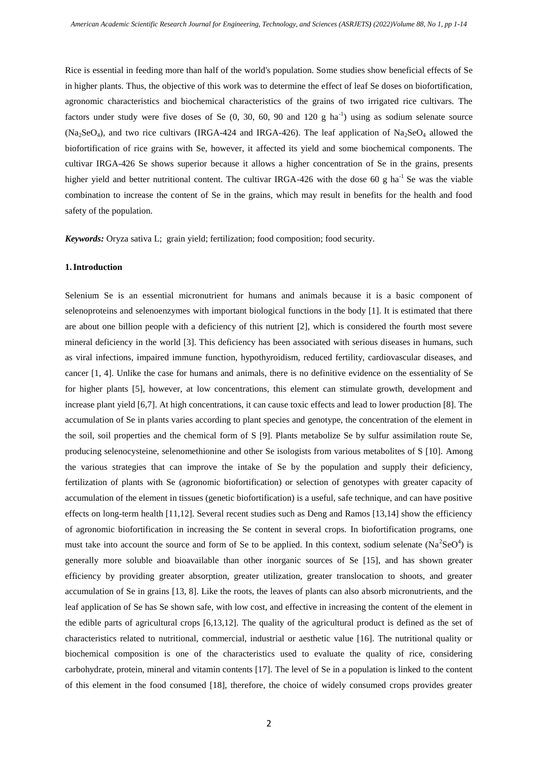Rice is essential in feeding more than half of the world's population. Some studies show beneficial effects of Se in higher plants. Thus, the objective of this work was to determine the effect of leaf Se doses on biofortification, agronomic characteristics and biochemical characteristics of the grains of two irrigated rice cultivars. The factors under study were five doses of Se (0, 30, 60, 90 and 120 g $ha^{-1}$) using as sodium selenate source ($Na_2SeO_4$), and two rice cultivars (IRGA-424 and IRGA-426). The leaf application of $Na_2SeO_4$ allowed the biofortification of rice grains with Se, however, it affected its yield and some biochemical components. The cultivar IRGA-426 Se shows superior because it allows a higher concentration of Se in the grains, presents higher yield and better nutritional content. The cultivar IRGA-426 with the dose 60 g $ha^{-1}$ Se was the viable combination to increase the content of Se in the grains, which may result in benefits for the health and food safety of the population.

***Keywords:*** Oryza sativa L; grain yield; fertilization; food composition; food security.

## 1. Introduction

Selenium Se is an essential micronutrient for humans and animals because it is a basic component of selenoproteins and selenoenzymes with important biological functions in the body [1]. It is estimated that there are about one billion people with a deficiency of this nutrient [2], which is considered the fourth most severe mineral deficiency in the world [3]. This deficiency has been associated with serious diseases in humans, such as viral infections, impaired immune function, hypothyroidism, reduced fertility, cardiovascular diseases, and cancer [1, 4]. Unlike the case for humans and animals, there is no definitive evidence on the essentiality of Se for higher plants [5], however, at low concentrations, this element can stimulate growth, development and increase plant yield [6,7]. At high concentrations, it can cause toxic effects and lead to lower production [8]. The accumulation of Se in plants varies according to plant species and genotype, the concentration of the element in the soil, soil properties and the chemical form of S [9]. Plants metabolize Se by sulfur assimilation route Se, producing selenocysteine, selenomethionine and other Se isologists from various metabolites of S [10]. Among the various strategies that can improve the intake of Se by the population and supply their deficiency, fertilization of plants with Se (agronomic biofortification) or selection of genotypes with greater capacity of accumulation of the element in tissues (genetic biofortification) is a useful, safe technique, and can have positive effects on long-term health [11,12]. Several recent studies such as Deng and Ramos [13,14] show the efficiency of agronomic biofortification in increasing the Se content in several crops. In biofortification programs, one must take into account the source and form of Se to be applied. In this context, sodium selenate ($Na^2SeO^4$) is generally more soluble and bioavailable than other inorganic sources of Se [15], and has shown greater efficiency by providing greater absorption, greater utilization, greater translocation to shoots, and greater accumulation of Se in grains [13, 8]. Like the roots, the leaves of plants can also absorb micronutrients, and the leaf application of Se has Se shown safe, with low cost, and effective in increasing the content of the element in the edible parts of agricultural crops [6,13,12]. The quality of the agricultural product is defined as the set of characteristics related to nutritional, commercial, industrial or aesthetic value [16]. The nutritional quality or biochemical composition is one of the characteristics used to evaluate the quality of rice, considering carbohydrate, protein, mineral and vitamin contents [17]. The level of Se in a population is linked to the content of this element in the food consumed [18], therefore, the choice of widely consumed crops provides greater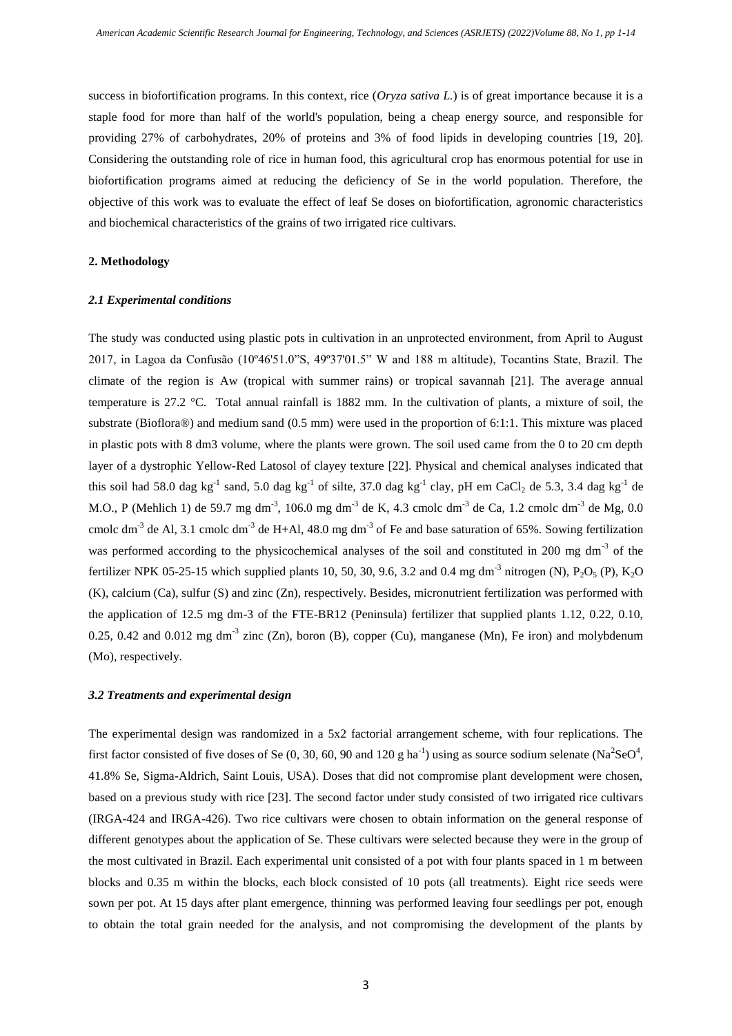success in biofortification programs. In this context, rice (*Oryza sativa L.*) is of great importance because it is a staple food for more than half of the world's population, being a cheap energy source, and responsible for providing 27% of carbohydrates, 20% of proteins and 3% of food lipids in developing countries [19, 20]. Considering the outstanding role of rice in human food, this agricultural crop has enormous potential for use in biofortification programs aimed at reducing the deficiency of Se in the world population. Therefore, the objective of this work was to evaluate the effect of leaf Se doses on biofortification, agronomic characteristics and biochemical characteristics of the grains of two irrigated rice cultivars.

## 2. Methodology

### *2.1 Experimental conditions*

The study was conducted using plastic pots in cultivation in an unprotected environment, from April to August 2017, in Lagoa da Confusão (10º46'51.0"S, 49º37'01.5" W and 188 m altitude), Tocantins State, Brazil. The climate of the region is Aw (tropical with summer rains) or tropical savannah [21]. The average annual temperature is 27.2 °C. Total annual rainfall is 1882 mm. In the cultivation of plants, a mixture of soil, the substrate (Bioflora®) and medium sand (0.5 mm) were used in the proportion of 6:1:1. This mixture was placed in plastic pots with 8 dm3 volume, where the plants were grown. The soil used came from the 0 to 20 cm depth layer of a dystrophic Yellow-Red Latosol of clayey texture [22]. Physical and chemical analyses indicated that this soil had 58.0 dag $kg^{-1}$ sand, 5.0 dag $kg^{-1}$ of silte, 37.0 dag $kg^{-1}$ clay, pH em $CaCl_2$ de 5.3, 3.4 dag $kg^{-1}$ de M.O., P (Mehlich 1) de 59.7 mg $dm^{-3}$, 106.0 mg $dm^{-3}$ de K, 4.3 cmolc $dm^{-3}$ de Ca, 1.2 cmolc $dm^{-3}$ de Mg, 0.0 cmolc $dm^{-3}$ de Al, 3.1 cmolc $dm^{-3}$ de H+Al, 48.0 mg $dm^{-3}$ of Fe and base saturation of 65%. Sowing fertilization was performed according to the physicochemical analyses of the soil and constituted in 200 mg $dm^{-3}$ of the fertilizer NPK 05-25-15 which supplied plants 10, 50, 30, 9.6, 3.2 and 0.4 mg $dm^{-3}$ nitrogen (N), $P_2O_5$ (P), $K_2O$ (K), calcium (Ca), sulfur (S) and zinc (Zn), respectively. Besides, micronutrient fertilization was performed with the application of 12.5 mg dm-3 of the FTE-BR12 (Peninsula) fertilizer that supplied plants 1.12, 0.22, 0.10, 0.25, 0.42 and 0.012 mg $dm^{-3}$ zinc (Zn), boron (B), copper (Cu), manganese (Mn), Fe iron) and molybdenum (Mo), respectively.

### *3.2 Treatments and experimental design*

The experimental design was randomized in a 5x2 factorial arrangement scheme, with four replications. The first factor consisted of five doses of Se (0, 30, 60, 90 and 120 g $ha^{-1}$) using as source sodium selenate ($Na^2SeO^4$, 41.8% Se, Sigma-Aldrich, Saint Louis, USA). Doses that did not compromise plant development were chosen, based on a previous study with rice [23]. The second factor under study consisted of two irrigated rice cultivars (IRGA-424 and IRGA-426). Two rice cultivars were chosen to obtain information on the general response of different genotypes about the application of Se. These cultivars were selected because they were in the group of the most cultivated in Brazil. Each experimental unit consisted of a pot with four plants spaced in 1 m between blocks and 0.35 m within the blocks, each block consisted of 10 pots (all treatments). Eight rice seeds were sown per pot. At 15 days after plant emergence, thinning was performed leaving four seedlings per pot, enough to obtain the total grain needed for the analysis, and not compromising the development of the plants by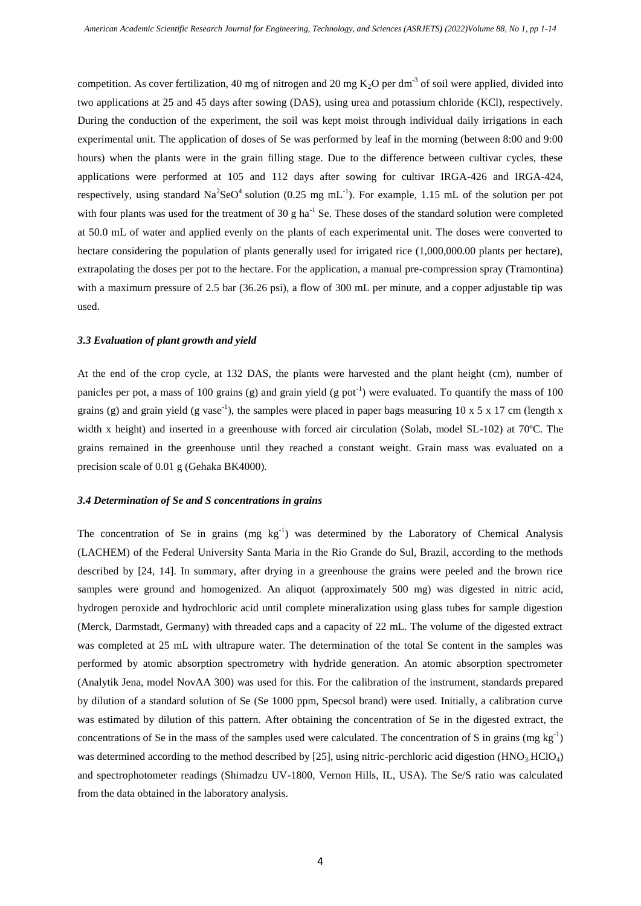competition. As cover fertilization, 40 mg of nitrogen and 20 mg $K_2O$ per $dm^{-3}$ of soil were applied, divided into two applications at 25 and 45 days after sowing (DAS), using urea and potassium chloride (KCl), respectively. During the conduction of the experiment, the soil was kept moist through individual daily irrigations in each experimental unit. The application of doses of Se was performed by leaf in the morning (between 8:00 and 9:00 hours) when the plants were in the grain filling stage. Due to the difference between cultivar cycles, these applications were performed at 105 and 112 days after sowing for cultivar IRGA-426 and IRGA-424, respectively, using standard $Na^2SeO^4$ solution (0.25 mg $mL^{-1}$). For example, 1.15 mL of the solution per pot with four plants was used for the treatment of 30 g $ha^{-1}$ Se. These doses of the standard solution were completed at 50.0 mL of water and applied evenly on the plants of each experimental unit. The doses were converted to hectare considering the population of plants generally used for irrigated rice (1,000,000.00 plants per hectare), extrapolating the doses per pot to the hectare. For the application, a manual pre-compression spray (Tramontina) with a maximum pressure of 2.5 bar (36.26 psi), a flow of 300 mL per minute, and a copper adjustable tip was used.

### *3.3 Evaluation of plant growth and yield*

At the end of the crop cycle, at 132 DAS, the plants were harvested and the plant height (cm), number of panicles per pot, a mass of 100 grains (g) and grain yield (g $pot^{-1}$) were evaluated. To quantify the mass of 100 grains (g) and grain yield (g $vase^{-1}$), the samples were placed in paper bags measuring 10 x 5 x 17 cm (length x width x height) and inserted in a greenhouse with forced air circulation (Solab, model SL-102) at 70ºC. The grains remained in the greenhouse until they reached a constant weight. Grain mass was evaluated on a precision scale of 0.01 g (Gehaka BK4000).

### *3.4 Determination of Se and S concentrations in grains*

The concentration of Se in grains (mg $kg^{-1}$) was determined by the Laboratory of Chemical Analysis (LACHEM) of the Federal University Santa Maria in the Rio Grande do Sul, Brazil, according to the methods described by [24, 14]. In summary, after drying in a greenhouse the grains were peeled and the brown rice samples were ground and homogenized. An aliquot (approximately 500 mg) was digested in nitric acid, hydrogen peroxide and hydrochloric acid until complete mineralization using glass tubes for sample digestion (Merck, Darmstadt, Germany) with threaded caps and a capacity of 22 mL. The volume of the digested extract was completed at 25 mL with ultrapure water. The determination of the total Se content in the samples was performed by atomic absorption spectrometry with hydride generation. An atomic absorption spectrometer (Analytik Jena, model NovAA 300) was used for this. For the calibration of the instrument, standards prepared by dilution of a standard solution of Se (Se 1000 ppm, Specsol brand) were used. Initially, a calibration curve was estimated by dilution of this pattern. After obtaining the concentration of Se in the digested extract, the concentrations of Se in the mass of the samples used were calculated. The concentration of S in grains (mg $kg^{-1}$) was determined according to the method described by [25], using nitric-perchloric acid digestion ($HNO_3$-$HClO_4$) and spectrophotometer readings (Shimadzu UV-1800, Vernon Hills, IL, USA). The Se/S ratio was calculated from the data obtained in the laboratory analysis.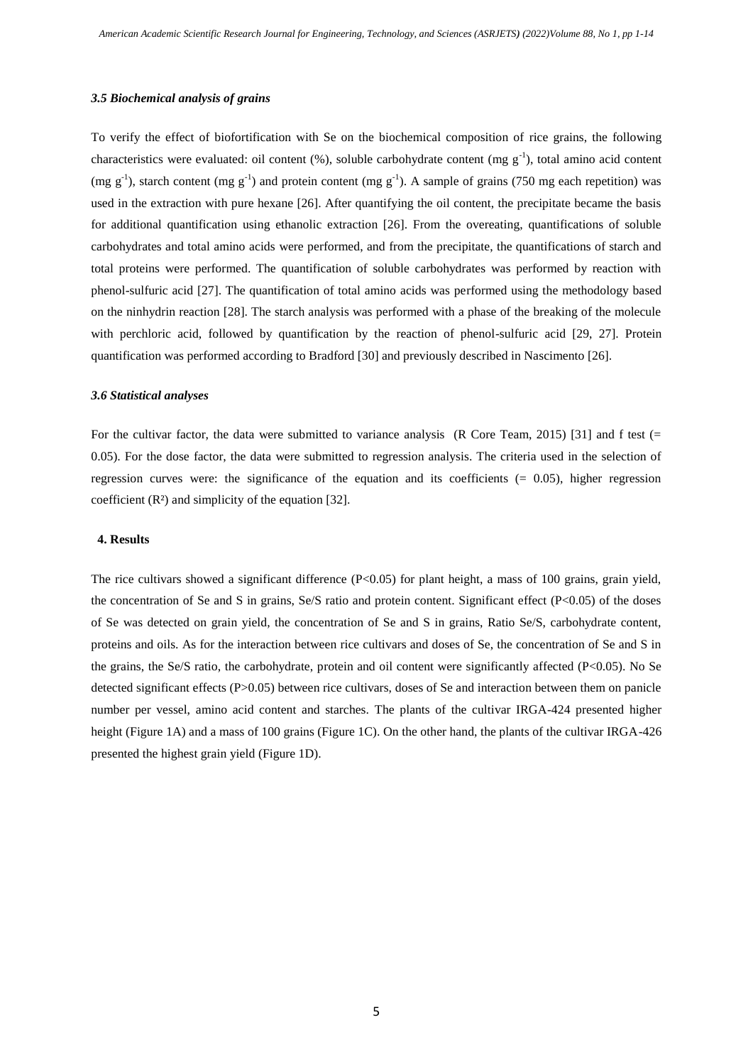### *3.5 Biochemical analysis of grains*

To verify the effect of biofortification with Se on the biochemical composition of rice grains, the following characteristics were evaluated: oil content (%), soluble carbohydrate content (mg $g^{-1}$), total amino acid content (mg $g^{-1}$), starch content (mg $g^{-1}$) and protein content (mg $g^{-1}$). A sample of grains (750 mg each repetition) was used in the extraction with pure hexane [26]. After quantifying the oil content, the precipitate became the basis for additional quantification using ethanolic extraction [26]. From the overeating, quantifications of soluble carbohydrates and total amino acids were performed, and from the precipitate, the quantifications of starch and total proteins were performed. The quantification of soluble carbohydrates was performed by reaction with phenol-sulfuric acid [27]. The quantification of total amino acids was performed using the methodology based on the ninhydrin reaction [28]. The starch analysis was performed with a phase of the breaking of the molecule with perchloric acid, followed by quantification by the reaction of phenol-sulfuric acid [29, 27]. Protein quantification was performed according to Bradford [30] and previously described in Nascimento [26].

### *3.6 Statistical analyses*

For the cultivar factor, the data were submitted to variance analysis (R Core Team, 2015) [31] and f test (= 0.05). For the dose factor, the data were submitted to regression analysis. The criteria used in the selection of regression curves were: the significance of the equation and its coefficients (= 0.05), higher regression coefficient ($R^2$) and simplicity of the equation [32].

## 4. Results

The rice cultivars showed a significant difference ($P<0.05$) for plant height, a mass of 100 grains, grain yield, the concentration of Se and S in grains, Se/S ratio and protein content. Significant effect ($P<0.05$) of the doses of Se was detected on grain yield, the concentration of Se and S in grains, Ratio Se/S, carbohydrate content, proteins and oils. As for the interaction between rice cultivars and doses of Se, the concentration of Se and S in the grains, the Se/S ratio, the carbohydrate, protein and oil content were significantly affected ($P<0.05$). No Se detected significant effects ($P>0.05$) between rice cultivars, doses of Se and interaction between them on panicle number per vessel, amino acid content and starches. The plants of the cultivar IRGA-424 presented higher height (Figure 1A) and a mass of 100 grains (Figure 1C). On the other hand, the plants of the cultivar IRGA-426 presented the highest grain yield (Figure 1D).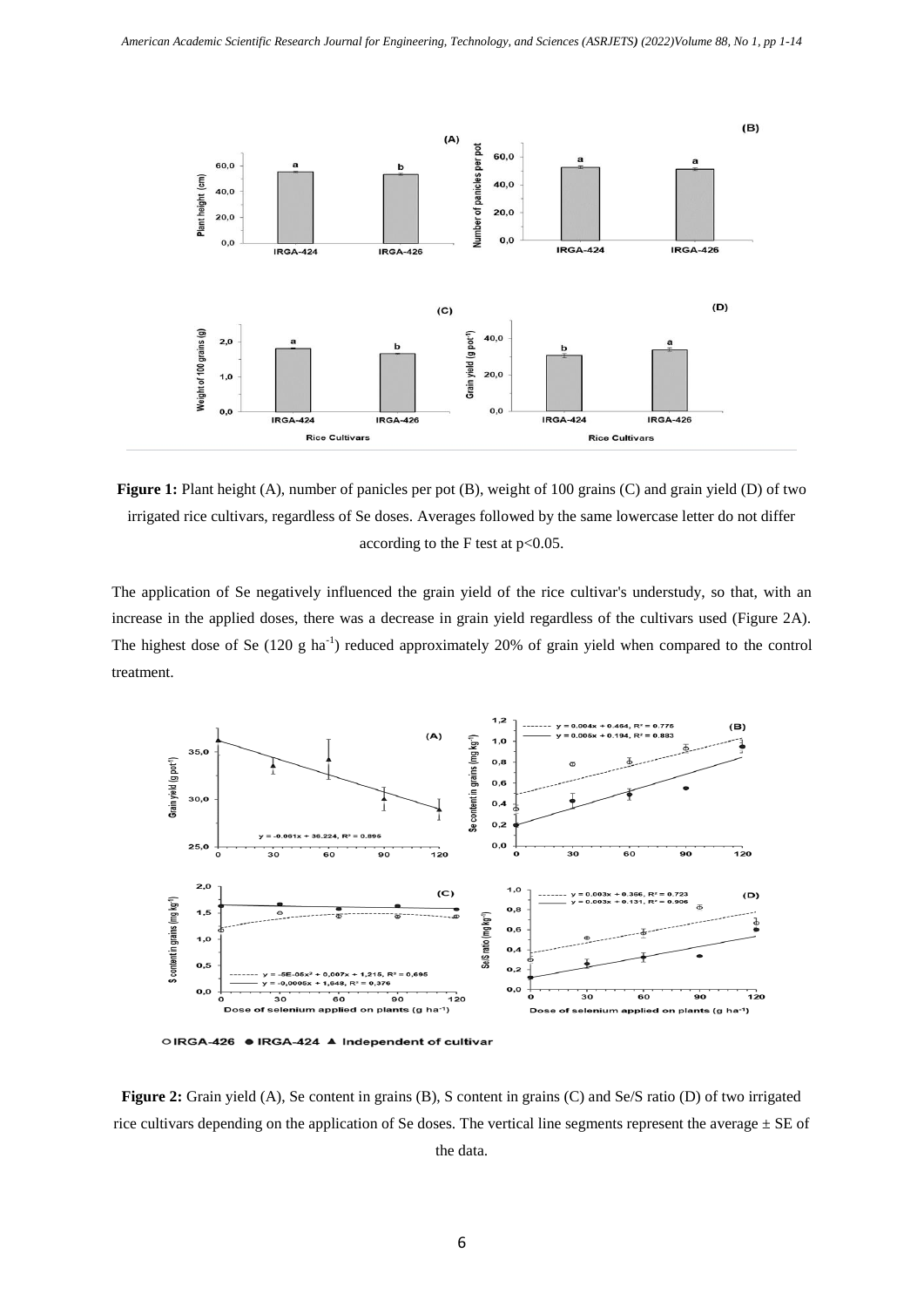**Figure 1:** Plant height (A), number of panicles per pot (B), weight of 100 grains (C) and grain yield (D) of two irrigated rice cultivars, regardless of Se doses. Averages followed by the same lowercase letter do not differ according to the F test at $p<0.05$.

The application of Se negatively influenced the grain yield of the rice cultivar's understudy, so that, with an increase in the applied doses, there was a decrease in grain yield regardless of the cultivars used (Figure 2A). The highest dose of Se (120 g $ha^{-1}$) reduced approximately 20% of grain yield when compared to the control treatment.

**Figure 2:** Grain yield (A), Se content in grains (B), S content in grains (C) and Se/S ratio (D) of two irrigated rice cultivars depending on the application of Se doses. The vertical line segments represent the average ± SE of the data.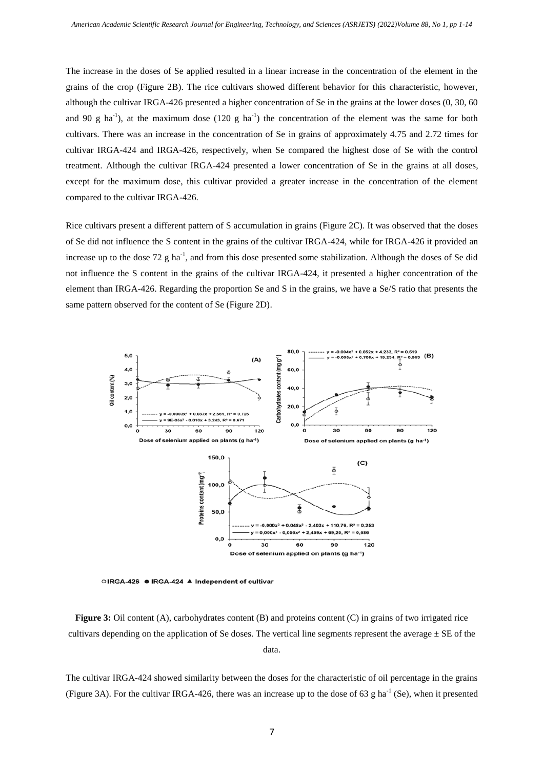The increase in the doses of Se applied resulted in a linear increase in the concentration of the element in the grains of the crop (Figure 2B). The rice cultivars showed different behavior for this characteristic, however, although the cultivar IRGA-426 presented a higher concentration of Se in the grains at the lower doses (0, 30, 60 and 90 g $ha^{-1}$), at the maximum dose (120 g $ha^{-1}$) the concentration of the element was the same for both cultivars. There was an increase in the concentration of Se in grains of approximately 4.75 and 2.72 times for cultivar IRGA-424 and IRGA-426, respectively, when Se compared the highest dose of Se with the control treatment. Although the cultivar IRGA-424 presented a lower concentration of Se in the grains at all doses, except for the maximum dose, this cultivar provided a greater increase in the concentration of the element compared to the cultivar IRGA-426.

Rice cultivars present a different pattern of S accumulation in grains (Figure 2C). It was observed that the doses of Se did not influence the S content in the grains of the cultivar IRGA-424, while for IRGA-426 it provided an increase up to the dose 72 g $ha^{-1}$, and from this dose presented some stabilization. Although the doses of Se did not influence the S content in the grains of the cultivar IRGA-424, it presented a higher concentration of the element than IRGA-426. Regarding the proportion Se and S in the grains, we have a Se/S ratio that presents the same pattern observed for the content of Se (Figure 2D).

**Figure 3:** Oil content (A), carbohydrates content (B) and proteins content (C) in grains of two irrigated rice cultivars depending on the application of Se doses. The vertical line segments represent the average ± SE of the data.

The cultivar IRGA-424 showed similarity between the doses for the characteristic of oil percentage in the grains (Figure 3A). For the cultivar IRGA-426, there was an increase up to the dose of 63 g $ha^{-1}$ (Se), when it presented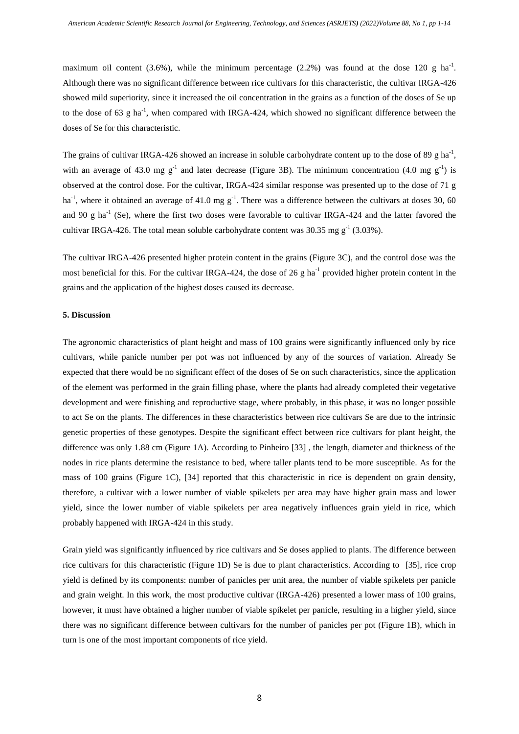maximum oil content (3.6%), while the minimum percentage (2.2%) was found at the dose 120 g $ha^{-1}$. Although there was no significant difference between rice cultivars for this characteristic, the cultivar IRGA-426 showed mild superiority, since it increased the oil concentration in the grains as a function of the doses of Se up to the dose of 63 g $ha^{-1}$, when compared with IRGA-424, which showed no significant difference between the doses of Se for this characteristic.

The grains of cultivar IRGA-426 showed an increase in soluble carbohydrate content up to the dose of 89 g $ha^{-1}$, with an average of 43.0 mg $g^{-1}$ and later decrease (Figure 3B). The minimum concentration (4.0 mg $g^{-1}$) is observed at the control dose. For the cultivar, IRGA-424 similar response was presented up to the dose of 71 g $ha^{-1}$, where it obtained an average of 41.0 mg $g^{-1}$. There was a difference between the cultivars at doses 30, 60 and 90 g $ha^{-1}$ (Se), where the first two doses were favorable to cultivar IRGA-424 and the latter favored the cultivar IRGA-426. The total mean soluble carbohydrate content was 30.35 mg $g^{-1}$ (3.03%).

The cultivar IRGA-426 presented higher protein content in the grains (Figure 3C), and the control dose was the most beneficial for this. For the cultivar IRGA-424, the dose of 26 g $ha^{-1}$ provided higher protein content in the grains and the application of the highest doses caused its decrease.

## 5. Discussion

The agronomic characteristics of plant height and mass of 100 grains were significantly influenced only by rice cultivars, while panicle number per pot was not influenced by any of the sources of variation. Already Se expected that there would be no significant effect of the doses of Se on such characteristics, since the application of the element was performed in the grain filling phase, where the plants had already completed their vegetative development and were finishing and reproductive stage, where probably, in this phase, it was no longer possible to act Se on the plants. The differences in these characteristics between rice cultivars Se are due to the intrinsic genetic properties of these genotypes. Despite the significant effect between rice cultivars for plant height, the difference was only 1.88 cm (Figure 1A). According to Pinheiro [33] , the length, diameter and thickness of the nodes in rice plants determine the resistance to bed, where taller plants tend to be more susceptible. As for the mass of 100 grains (Figure 1C), [34] reported that this characteristic in rice is dependent on grain density, therefore, a cultivar with a lower number of viable spikelets per area may have higher grain mass and lower yield, since the lower number of viable spikelets per area negatively influences grain yield in rice, which probably happened with IRGA-424 in this study.

Grain yield was significantly influenced by rice cultivars and Se doses applied to plants. The difference between rice cultivars for this characteristic (Figure 1D) Se is due to plant characteristics. According to [35], rice crop yield is defined by its components: number of panicles per unit area, the number of viable spikelets per panicle and grain weight. In this work, the most productive cultivar (IRGA-426) presented a lower mass of 100 grains, however, it must have obtained a higher number of viable spikelet per panicle, resulting in a higher yield, since there was no significant difference between cultivars for the number of panicles per pot (Figure 1B), which in turn is one of the most important components of rice yield.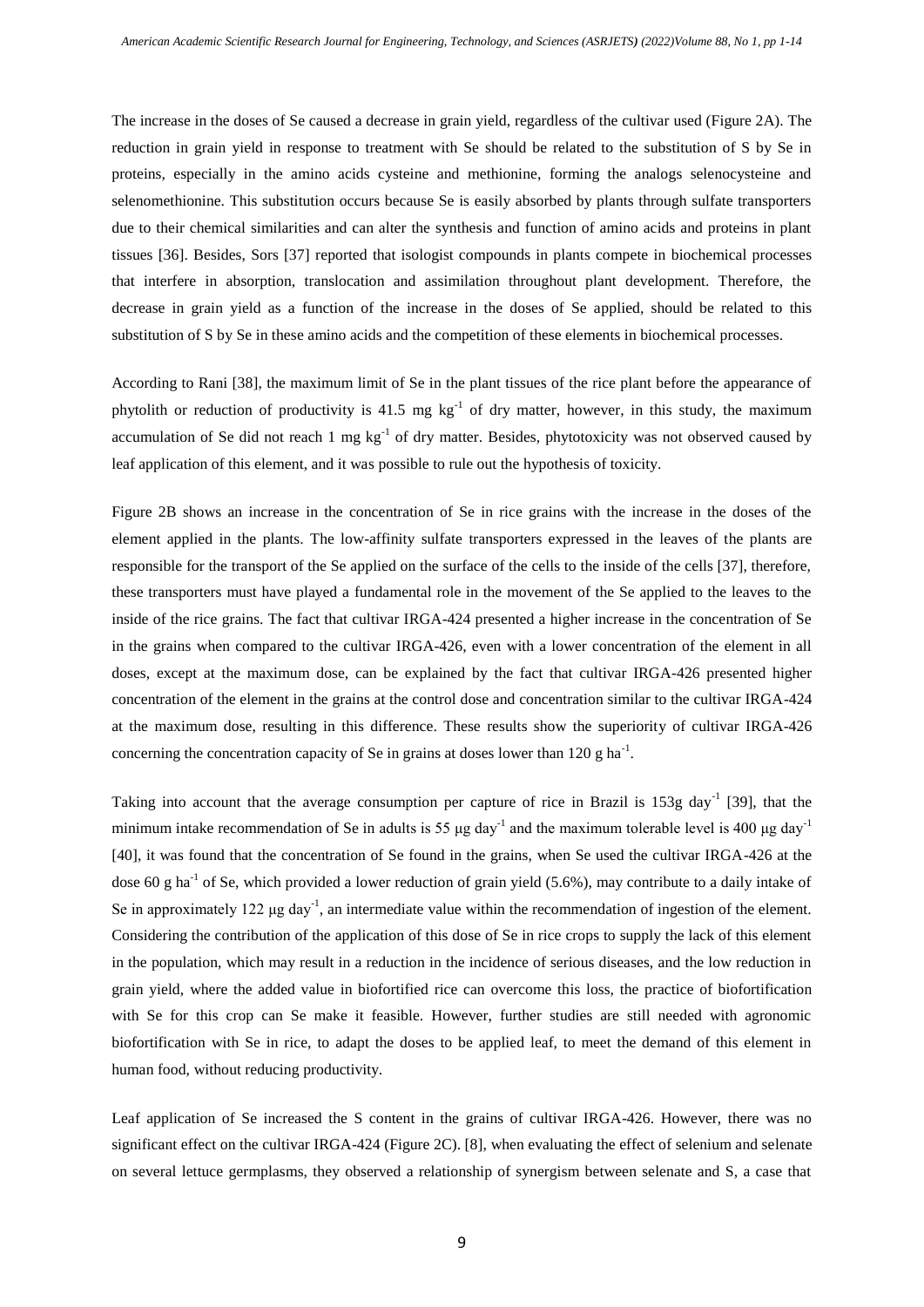The increase in the doses of Se caused a decrease in grain yield, regardless of the cultivar used (Figure 2A). The reduction in grain yield in response to treatment with Se should be related to the substitution of S by Se in proteins, especially in the amino acids cysteine and methionine, forming the analogs selenocysteine and selenomethionine. This substitution occurs because Se is easily absorbed by plants through sulfate transporters due to their chemical similarities and can alter the synthesis and function of amino acids and proteins in plant tissues [36]. Besides, Sors [37] reported that isologist compounds in plants compete in biochemical processes that interfere in absorption, translocation and assimilation throughout plant development. Therefore, the decrease in grain yield as a function of the increase in the doses of Se applied, should be related to this substitution of S by Se in these amino acids and the competition of these elements in biochemical processes.

According to Rani [38], the maximum limit of Se in the plant tissues of the rice plant before the appearance of phytolith or reduction of productivity is 41.5 mg $kg^{-1}$ of dry matter, however, in this study, the maximum accumulation of Se did not reach 1 mg $kg^{-1}$ of dry matter. Besides, phytotoxicity was not observed caused by leaf application of this element, and it was possible to rule out the hypothesis of toxicity.

Figure 2B shows an increase in the concentration of Se in rice grains with the increase in the doses of the element applied in the plants. The low-affinity sulfate transporters expressed in the leaves of the plants are responsible for the transport of the Se applied on the surface of the cells to the inside of the cells [37], therefore, these transporters must have played a fundamental role in the movement of the Se applied to the leaves to the inside of the rice grains. The fact that cultivar IRGA-424 presented a higher increase in the concentration of Se in the grains when compared to the cultivar IRGA-426, even with a lower concentration of the element in all doses, except at the maximum dose, can be explained by the fact that cultivar IRGA-426 presented higher concentration of the element in the grains at the control dose and concentration similar to the cultivar IRGA-424 at the maximum dose, resulting in this difference. These results show the superiority of cultivar IRGA-426 concerning the concentration capacity of Se in grains at doses lower than 120 g $ha^{-1}$.

Taking into account that the average consumption per capture of rice in Brazil is 153g $day^{-1}$ [39], that the minimum intake recommendation of Se in adults is 55 μg $day^{-1}$ and the maximum tolerable level is 400 μg $day^{-1}$ [40], it was found that the concentration of Se found in the grains, when Se used the cultivar IRGA-426 at the dose 60 g $ha^{-1}$ of Se, which provided a lower reduction of grain yield (5.6%), may contribute to a daily intake of Se in approximately 122 μg $day^{-1}$, an intermediate value within the recommendation of ingestion of the element. Considering the contribution of the application of this dose of Se in rice crops to supply the lack of this element in the population, which may result in a reduction in the incidence of serious diseases, and the low reduction in grain yield, where the added value in biofortified rice can overcome this loss, the practice of biofortification with Se for this crop can Se make it feasible. However, further studies are still needed with agronomic biofortification with Se in rice, to adapt the doses to be applied leaf, to meet the demand of this element in human food, without reducing productivity.

Leaf application of Se increased the S content in the grains of cultivar IRGA-426. However, there was no significant effect on the cultivar IRGA-424 (Figure 2C). [8], when evaluating the effect of selenium and selenate on several lettuce germplasms, they observed a relationship of synergism between selenate and S, a case that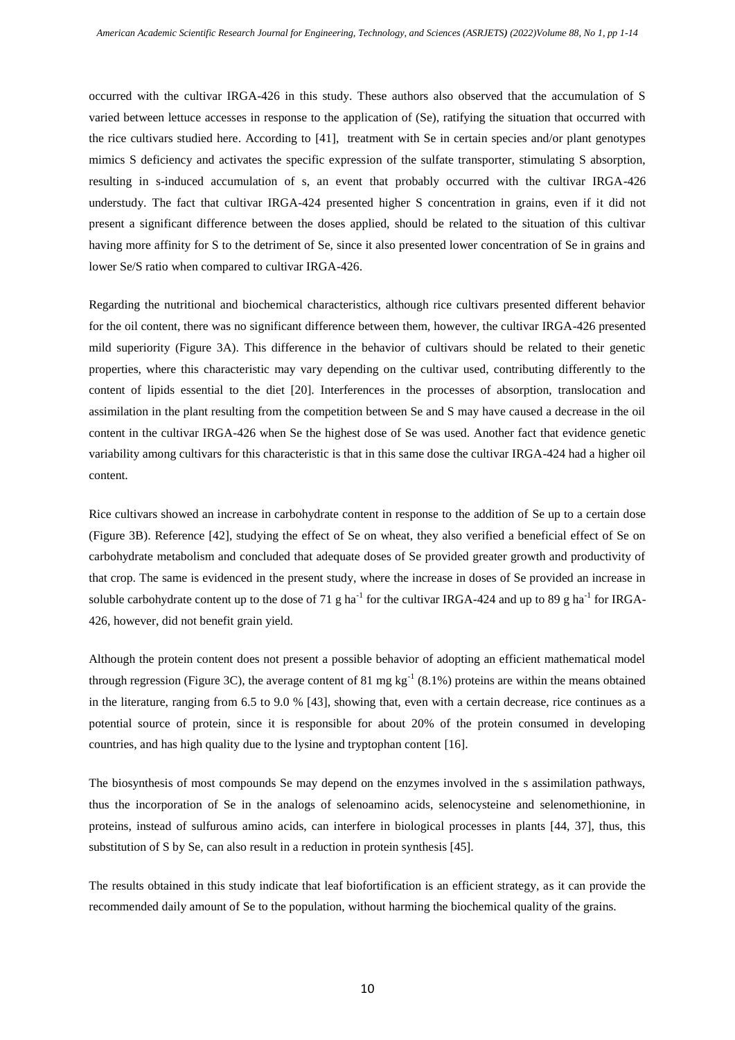occurred with the cultivar IRGA-426 in this study. These authors also observed that the accumulation of S varied between lettuce accesses in response to the application of (Se), ratifying the situation that occurred with the rice cultivars studied here. According to [41], treatment with Se in certain species and/or plant genotypes mimics S deficiency and activates the specific expression of the sulfate transporter, stimulating S absorption, resulting in s-induced accumulation of s, an event that probably occurred with the cultivar IRGA-426 understudy. The fact that cultivar IRGA-424 presented higher S concentration in grains, even if it did not present a significant difference between the doses applied, should be related to the situation of this cultivar having more affinity for S to the detriment of Se, since it also presented lower concentration of Se in grains and lower Se/S ratio when compared to cultivar IRGA-426.

Regarding the nutritional and biochemical characteristics, although rice cultivars presented different behavior for the oil content, there was no significant difference between them, however, the cultivar IRGA-426 presented mild superiority (Figure 3A). This difference in the behavior of cultivars should be related to their genetic properties, where this characteristic may vary depending on the cultivar used, contributing differently to the content of lipids essential to the diet [20]. Interferences in the processes of absorption, translocation and assimilation in the plant resulting from the competition between Se and S may have caused a decrease in the oil content in the cultivar IRGA-426 when Se the highest dose of Se was used. Another fact that evidence genetic variability among cultivars for this characteristic is that in this same dose the cultivar IRGA-424 had a higher oil content.

Rice cultivars showed an increase in carbohydrate content in response to the addition of Se up to a certain dose (Figure 3B). Reference [42], studying the effect of Se on wheat, they also verified a beneficial effect of Se on carbohydrate metabolism and concluded that adequate doses of Se provided greater growth and productivity of that crop. The same is evidenced in the present study, where the increase in doses of Se provided an increase in soluble carbohydrate content up to the dose of 71 g $ha^{-1}$ for the cultivar IRGA-424 and up to 89 g $ha^{-1}$ for IRGA-426, however, did not benefit grain yield.

Although the protein content does not present a possible behavior of adopting an efficient mathematical model through regression (Figure 3C), the average content of 81 mg $kg^{-1}$ (8.1%) proteins are within the means obtained in the literature, ranging from 6.5 to 9.0 % [43], showing that, even with a certain decrease, rice continues as a potential source of protein, since it is responsible for about 20% of the protein consumed in developing countries, and has high quality due to the lysine and tryptophan content [16].

The biosynthesis of most compounds Se may depend on the enzymes involved in the s assimilation pathways, thus the incorporation of Se in the analogs of selenoamino acids, selenocysteine and selenomethionine, in proteins, instead of sulfurous amino acids, can interfere in biological processes in plants [44, 37], thus, this substitution of S by Se, can also result in a reduction in protein synthesis [45].

The results obtained in this study indicate that leaf biofortification is an efficient strategy, as it can provide the recommended daily amount of Se to the population, without harming the biochemical quality of the grains.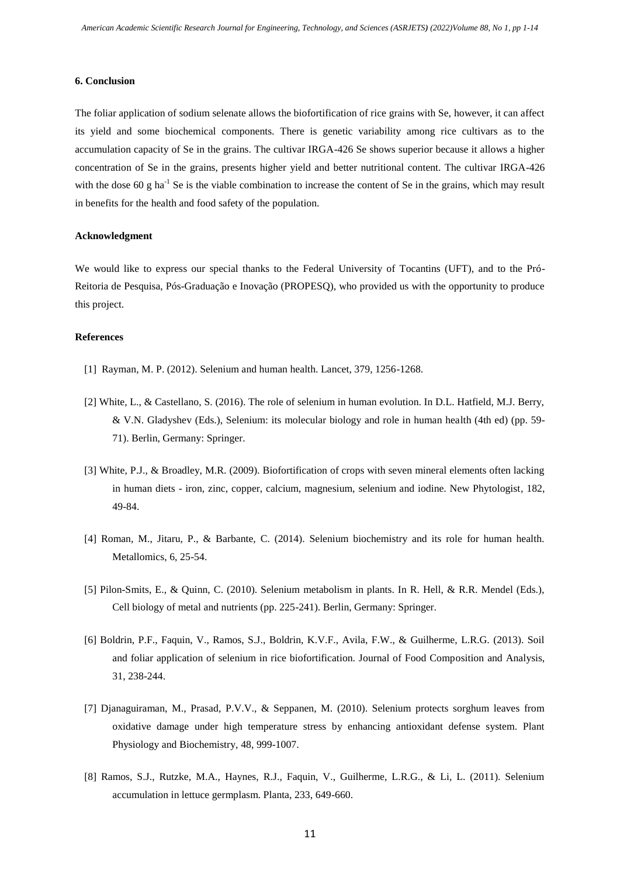## 6. Conclusion

The foliar application of sodium selenate allows the biofortification of rice grains with Se, however, it can affect its yield and some biochemical components. There is genetic variability among rice cultivars as to the accumulation capacity of Se in the grains. The cultivar IRGA-426 Se shows superior because it allows a higher concentration of Se in the grains, presents higher yield and better nutritional content. The cultivar IRGA-426 with the dose 60 g $ha^{-1}$ Se is the viable combination to increase the content of Se in the grains, which may result in benefits for the health and food safety of the population.

## Acknowledgment

We would like to express our special thanks to the Federal University of Tocantins (UFT), and to the Pró-Reitoria de Pesquisa, Pós-Graduação e Inovação (PROPESQ), who provided us with the opportunity to produce this project.

## References

[1] Rayman, M. P. (2012). Selenium and human health. Lancet, 379, 1256-1268.

[2] White, L., & Castellano, S. (2016). The role of selenium in human evolution. In D.L. Hatfield, M.J. Berry, & V.N. Gladyshev (Eds.), Selenium: its molecular biology and role in human health (4th ed) (pp. 59-71). Berlin, Germany: Springer.

[3] White, P.J., & Broadley, M.R. (2009). Biofortification of crops with seven mineral elements often lacking in human diets - iron, zinc, copper, calcium, magnesium, selenium and iodine. New Phytologist, 182, 49-84.

[4] Roman, M., Jitaru, P., & Barbante, C. (2014). Selenium biochemistry and its role for human health. Metallomics, 6, 25-54.

[5] Pilon-Smits, E., & Quinn, C. (2010). Selenium metabolism in plants. In R. Hell, & R.R. Mendel (Eds.), Cell biology of metal and nutrients (pp. 225-241). Berlin, Germany: Springer.

[6] Boldrin, P.F., Faquin, V., Ramos, S.J., Boldrin, K.V.F., Avila, F.W., & Guilherme, L.R.G. (2013). Soil and foliar application of selenium in rice biofortification. Journal of Food Composition and Analysis, 31, 238-244.

[7] Djanaguiraman, M., Prasad, P.V.V., & Seppanen, M. (2010). Selenium protects sorghum leaves from oxidative damage under high temperature stress by enhancing antioxidant defense system. Plant Physiology and Biochemistry, 48, 999-1007.

[8] Ramos, S.J., Rutzke, M.A., Haynes, R.J., Faquin, V., Guilherme, L.R.G., & Li, L. (2011). Selenium accumulation in lettuce germplasm. Planta, 233, 649-660.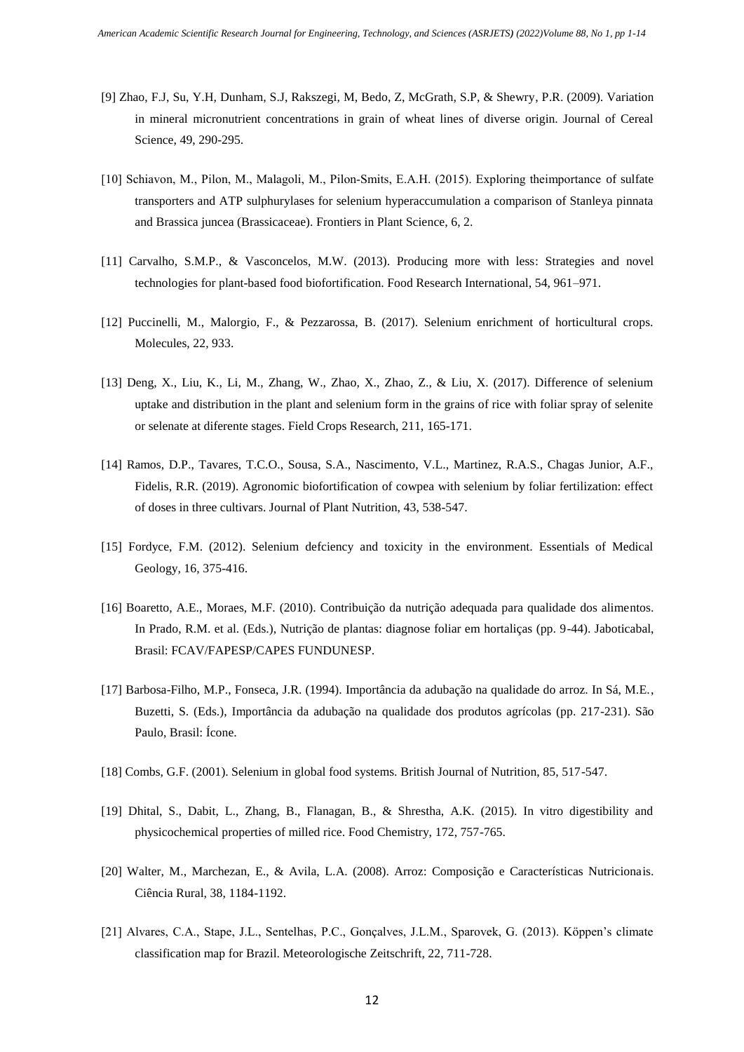[9] Zhao, F.J, Su, Y.H, Dunham, S.J, Rakszegi, M, Bedo, Z, McGrath, S.P, & Shewry, P.R. (2009). Variation in mineral micronutrient concentrations in grain of wheat lines of diverse origin. Journal of Cereal Science, 49, 290-295.

[10] Schiavon, M., Pilon, M., Malagoli, M., Pilon-Smits, E.A.H. (2015). Exploring theimportance of sulfate transporters and ATP sulphurylases for selenium hyperaccumulation a comparison of Stanleya pinnata and Brassica juncea (Brassicaceae). Frontiers in Plant Science, 6, 2.

[11] Carvalho, S.M.P., & Vasconcelos, M.W. (2013). Producing more with less: Strategies and novel technologies for plant-based food biofortification. Food Research International, 54, 961–971.

[12] Puccinelli, M., Malorgio, F., & Pezzarossa, B. (2017). Selenium enrichment of horticultural crops. Molecules, 22, 933.

[13] Deng, X., Liu, K., Li, M., Zhang, W., Zhao, X., Zhao, Z., & Liu, X. (2017). Difference of selenium uptake and distribution in the plant and selenium form in the grains of rice with foliar spray of selenite or selenate at diferente stages. Field Crops Research, 211, 165-171.

[14] Ramos, D.P., Tavares, T.C.O., Sousa, S.A., Nascimento, V.L., Martinez, R.A.S., Chagas Junior, A.F., Fidelis, R.R. (2019). Agronomic biofortification of cowpea with selenium by foliar fertilization: effect of doses in three cultivars. Journal of Plant Nutrition, 43, 538-547.

[15] Fordyce, F.M. (2012). Selenium defciency and toxicity in the environment. Essentials of Medical Geology, 16, 375-416.

[16] Boaretto, A.E., Moraes, M.F. (2010). Contribuição da nutrição adequada para qualidade dos alimentos. In Prado, R.M. et al. (Eds.), Nutrição de plantas: diagnose foliar em hortaliças (pp. 9-44). Jaboticabal, Brasil: FCAV/FAPESP/CAPES FUNDUNESP.

[17] Barbosa-Filho, M.P., Fonseca, J.R. (1994). Importância da adubação na qualidade do arroz. In Sá, M.E., Buzetti, S. (Eds.), Importância da adubação na qualidade dos produtos agrícolas (pp. 217-231). São Paulo, Brasil: Ícone.

[18] Combs, G.F. (2001). Selenium in global food systems. British Journal of Nutrition, 85, 517-547.

[19] Dhital, S., Dabit, L., Zhang, B., Flanagan, B., & Shrestha, A.K. (2015). In vitro digestibility and physicochemical properties of milled rice. Food Chemistry, 172, 757-765.

[20] Walter, M., Marchezan, E., & Avila, L.A. (2008). Arroz: Composição e Características Nutricionais. Ciência Rural, 38, 1184-1192.

[21] Alvares, C.A., Stape, J.L., Sentelhas, P.C., Gonçalves, J.L.M., Sparovek, G. (2013). Köppen's climate classification map for Brazil. Meteorologische Zeitschrift, 22, 711-728.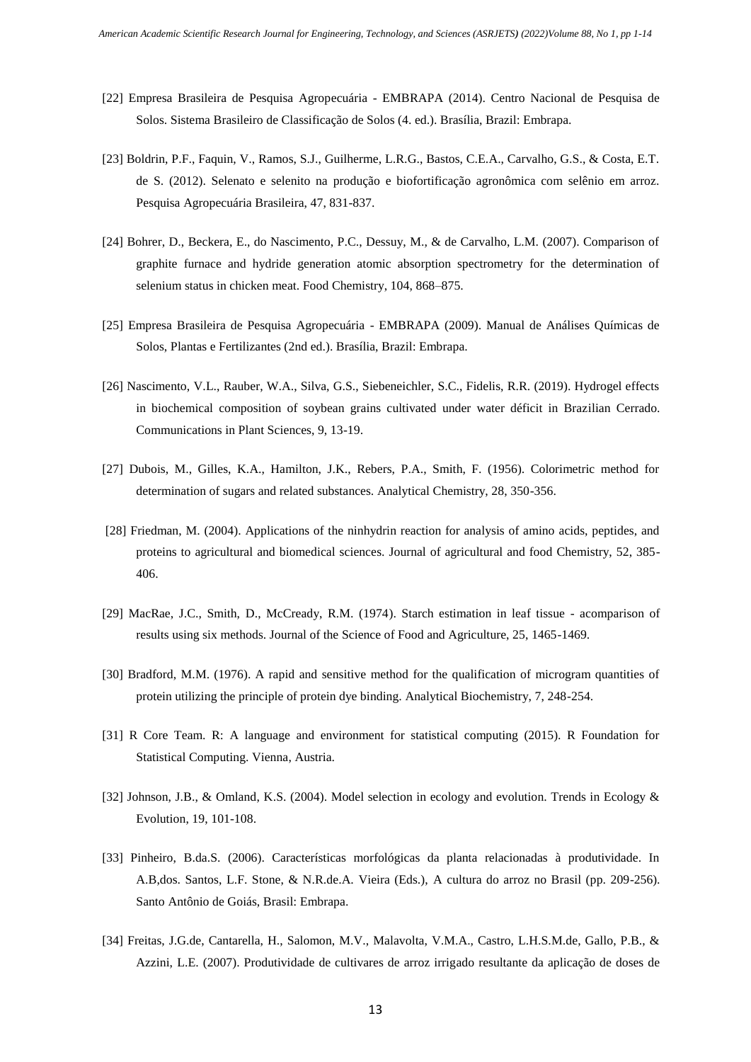[22] Empresa Brasileira de Pesquisa Agropecuária - EMBRAPA (2014). Centro Nacional de Pesquisa de Solos. Sistema Brasileiro de Classificação de Solos (4. ed.). Brasília, Brazil: Embrapa.

[23] Boldrin, P.F., Faquin, V., Ramos, S.J., Guilherme, L.R.G., Bastos, C.E.A., Carvalho, G.S., & Costa, E.T. de S. (2012). Selenato e selenito na produção e biofortificação agronômica com selênio em arroz. Pesquisa Agropecuária Brasileira, 47, 831-837.

[24] Bohrer, D., Beckera, E., do Nascimento, P.C., Dessuy, M., & de Carvalho, L.M. (2007). Comparison of graphite furnace and hydride generation atomic absorption spectrometry for the determination of selenium status in chicken meat. Food Chemistry, 104, 868–875.

[25] Empresa Brasileira de Pesquisa Agropecuária - EMBRAPA (2009). Manual de Análises Químicas de Solos, Plantas e Fertilizantes (2nd ed.). Brasília, Brazil: Embrapa.

[26] Nascimento, V.L., Rauber, W.A., Silva, G.S., Siebeneichler, S.C., Fidelis, R.R. (2019). Hydrogel effects in biochemical composition of soybean grains cultivated under water déficit in Brazilian Cerrado. Communications in Plant Sciences, 9, 13-19.

[27] Dubois, M., Gilles, K.A., Hamilton, J.K., Rebers, P.A., Smith, F. (1956). Colorimetric method for determination of sugars and related substances. Analytical Chemistry, 28, 350-356.

[28] Friedman, M. (2004). Applications of the ninhydrin reaction for analysis of amino acids, peptides, and proteins to agricultural and biomedical sciences. Journal of agricultural and food Chemistry, 52, 385-406.

[29] MacRae, J.C., Smith, D., McCready, R.M. (1974). Starch estimation in leaf tissue - acomparison of results using six methods. Journal of the Science of Food and Agriculture, 25, 1465-1469.

[30] Bradford, M.M. (1976). A rapid and sensitive method for the qualification of microgram quantities of protein utilizing the principle of protein dye binding. Analytical Biochemistry, 7, 248-254.

[31] R Core Team. R: A language and environment for statistical computing (2015). R Foundation for Statistical Computing. Vienna, Austria.

[32] Johnson, J.B., & Omland, K.S. (2004). Model selection in ecology and evolution. Trends in Ecology & Evolution, 19, 101-108.

[33] Pinheiro, B.da.S. (2006). Características morfológicas da planta relacionadas à produtividade. In A.B,dos. Santos, L.F. Stone, & N.R.de.A. Vieira (Eds.), A cultura do arroz no Brasil (pp. 209-256). Santo Antônio de Goiás, Brasil: Embrapa.

[34] Freitas, J.G.de, Cantarella, H., Salomon, M.V., Malavolta, V.M.A., Castro, L.H.S.M.de, Gallo, P.B., & Azzini, L.E. (2007). Produtividade de cultivares de arroz irrigado resultante da aplicação de doses de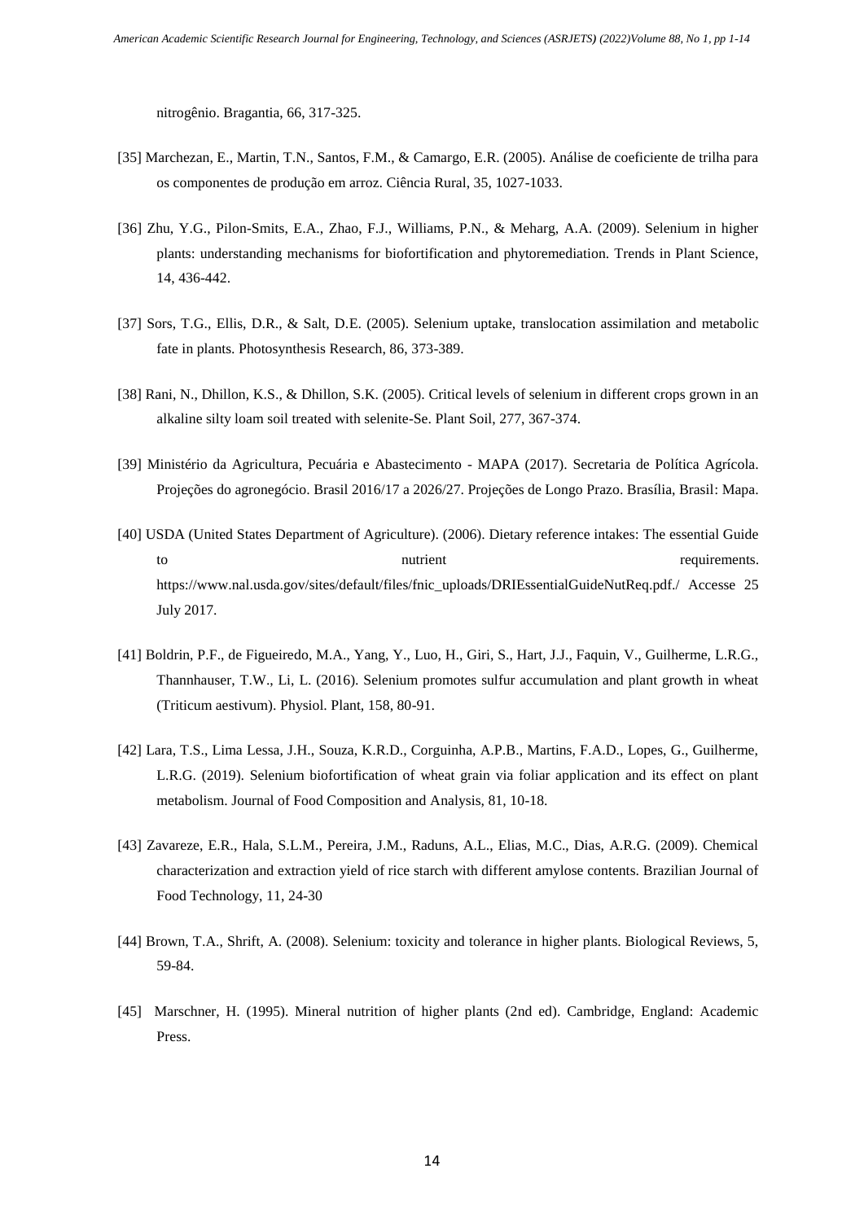nitrogênio. Bragantia, 66, 317-325.

[35] Marchezan, E., Martin, T.N., Santos, F.M., & Camargo, E.R. (2005). Análise de coeficiente de trilha para os componentes de produção em arroz. Ciência Rural, 35, 1027-1033.

[36] Zhu, Y.G., Pilon-Smits, E.A., Zhao, F.J., Williams, P.N., & Meharg, A.A. (2009). Selenium in higher plants: understanding mechanisms for biofortification and phytoremediation. Trends in Plant Science, 14, 436-442.

[37] Sors, T.G., Ellis, D.R., & Salt, D.E. (2005). Selenium uptake, translocation assimilation and metabolic fate in plants. Photosynthesis Research, 86, 373-389.

[38] Rani, N., Dhillon, K.S., & Dhillon, S.K. (2005). Critical levels of selenium in different crops grown in an alkaline silty loam soil treated with selenite-Se. Plant Soil, 277, 367-374.

[39] Ministério da Agricultura, Pecuária e Abastecimento - MAPA (2017). Secretaria de Política Agrícola. Projeções do agronegócio. Brasil 2016/17 a 2026/27. Projeções de Longo Prazo. Brasília, Brasil: Mapa.

[40] USDA (United States Department of Agriculture). (2006). Dietary reference intakes: The essential Guide to nutrient requirements. https://www.nal.usda.gov/sites/default/files/fnic_uploads/DRIEssentialGuideNutReq.pdf./ Accesse 25 July 2017.

[41] Boldrin, P.F., de Figueiredo, M.A., Yang, Y., Luo, H., Giri, S., Hart, J.J., Faquin, V., Guilherme, L.R.G., Thannhauser, T.W., Li, L. (2016). Selenium promotes sulfur accumulation and plant growth in wheat (Triticum aestivum). Physiol. Plant, 158, 80-91.

[42] Lara, T.S., Lima Lessa, J.H., Souza, K.R.D., Corguinha, A.P.B., Martins, F.A.D., Lopes, G., Guilherme, L.R.G. (2019). Selenium biofortification of wheat grain via foliar application and its effect on plant metabolism. Journal of Food Composition and Analysis, 81, 10-18.

[43] Zavareze, E.R., Hala, S.L.M., Pereira, J.M., Raduns, A.L., Elias, M.C., Dias, A.R.G. (2009). Chemical characterization and extraction yield of rice starch with different amylose contents. Brazilian Journal of Food Technology, 11, 24-30

[44] Brown, T.A., Shrift, A. (2008). Selenium: toxicity and tolerance in higher plants. Biological Reviews, 5, 59-84.

[45] Marschner, H. (1995). Mineral nutrition of higher plants (2nd ed). Cambridge, England: Academic Press.